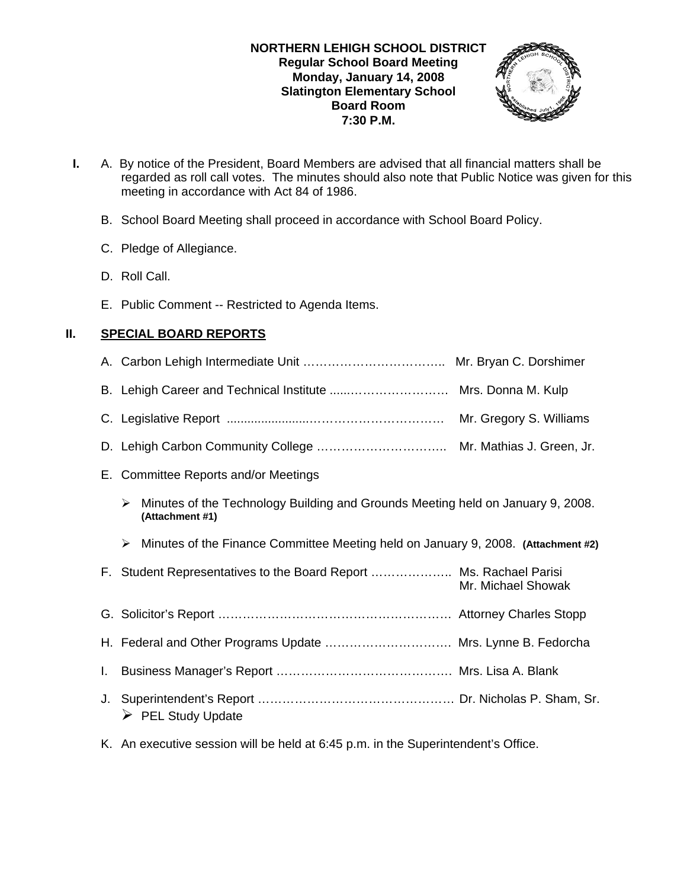**NORTHERN LEHIGH SCHOOL DISTRICT**
**Regular School Board Meeting**
**Monday, January 14, 2008**
**Slatington Elementary School**
**Board Room**
**7:30 P.M.**

**I.** A. By notice of the President, Board Members are advised that all financial matters shall be regarded as roll call votes. The minutes should also note that Public Notice was given for this meeting in accordance with Act 84 of 1986.

B. School Board Meeting shall proceed in accordance with School Board Policy.

C. Pledge of Allegiance.

D. Roll Call.

E. Public Comment -- Restricted to Agenda Items.

## II. SPECIAL BOARD REPORTS

A. Carbon Lehigh Intermediate Unit …………………………….. Mr. Bryan C. Dorshimer

B. Lehigh Career and Technical Institute .....…………………… Mrs. Donna M. Kulp

C. Legislative Report .......................…………………………… Mr. Gregory S. Williams

D. Lehigh Carbon Community College ………………………….. Mr. Mathias J. Green, Jr.

E. Committee Reports and/or Meetings

- Minutes of the Technology Building and Grounds Meeting held on January 9, 2008. **(Attachment #1)**
- Minutes of the Finance Committee Meeting held on January 9, 2008. **(Attachment #2)**

F. Student Representatives to the Board Report ……………….. Ms. Rachael Parisi
Mr. Michael Showak

G. Solicitor's Report ………………………………………………. Attorney Charles Stopp

H. Federal and Other Programs Update …………………………. Mrs. Lynne B. Fedorcha

I. Business Manager's Report …………………………………… Mrs. Lisa A. Blank

J. Superintendent's Report ………………………………………… Dr. Nicholas P. Sham, Sr.

- PEL Study Update

K. An executive session will be held at 6:45 p.m. in the Superintendent's Office.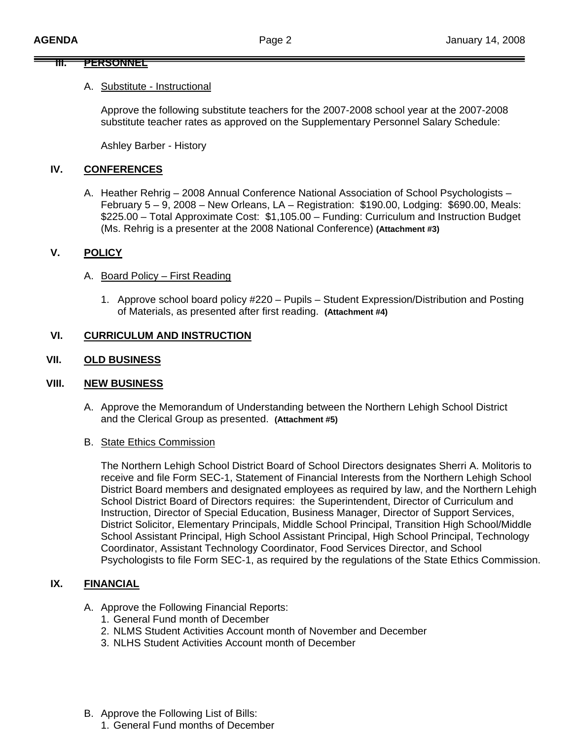## III. PERSONNEL

A. Substitute - Instructional

Approve the following substitute teachers for the 2007-2008 school year at the 2007-2008 substitute teacher rates as approved on the Supplementary Personnel Salary Schedule:

Ashley Barber - History

## IV. CONFERENCES

A. Heather Rehrig – 2008 Annual Conference National Association of School Psychologists – February 5 – 9, 2008 – New Orleans, LA – Registration: $190.00, Lodging: $690.00, Meals: $225.00 – Total Approximate Cost: $1,105.00 – Funding: Curriculum and Instruction Budget (Ms. Rehrig is a presenter at the 2008 National Conference) **(Attachment #3)**

## V. POLICY

A. Board Policy – First Reading

1. Approve school board policy #220 – Pupils – Student Expression/Distribution and Posting of Materials, as presented after first reading. **(Attachment #4)**

## VI. CURRICULUM AND INSTRUCTION

## VII. OLD BUSINESS

## VIII. NEW BUSINESS

A. Approve the Memorandum of Understanding between the Northern Lehigh School District and the Clerical Group as presented. **(Attachment #5)**

B. State Ethics Commission

The Northern Lehigh School District Board of School Directors designates Sherri A. Molitoris to receive and file Form SEC-1, Statement of Financial Interests from the Northern Lehigh School District Board members and designated employees as required by law, and the Northern Lehigh School District Board of Directors requires: the Superintendent, Director of Curriculum and Instruction, Director of Special Education, Business Manager, Director of Support Services, District Solicitor, Elementary Principals, Middle School Principal, Transition High School/Middle School Assistant Principal, High School Assistant Principal, High School Principal, Technology Coordinator, Assistant Technology Coordinator, Food Services Director, and School Psychologists to file Form SEC-1, as required by the regulations of the State Ethics Commission.

## IX. FINANCIAL

A. Approve the Following Financial Reports:
1. General Fund month of December
2. NLMS Student Activities Account month of November and December
3. NLHS Student Activities Account month of December

B. Approve the Following List of Bills:
1. General Fund months of December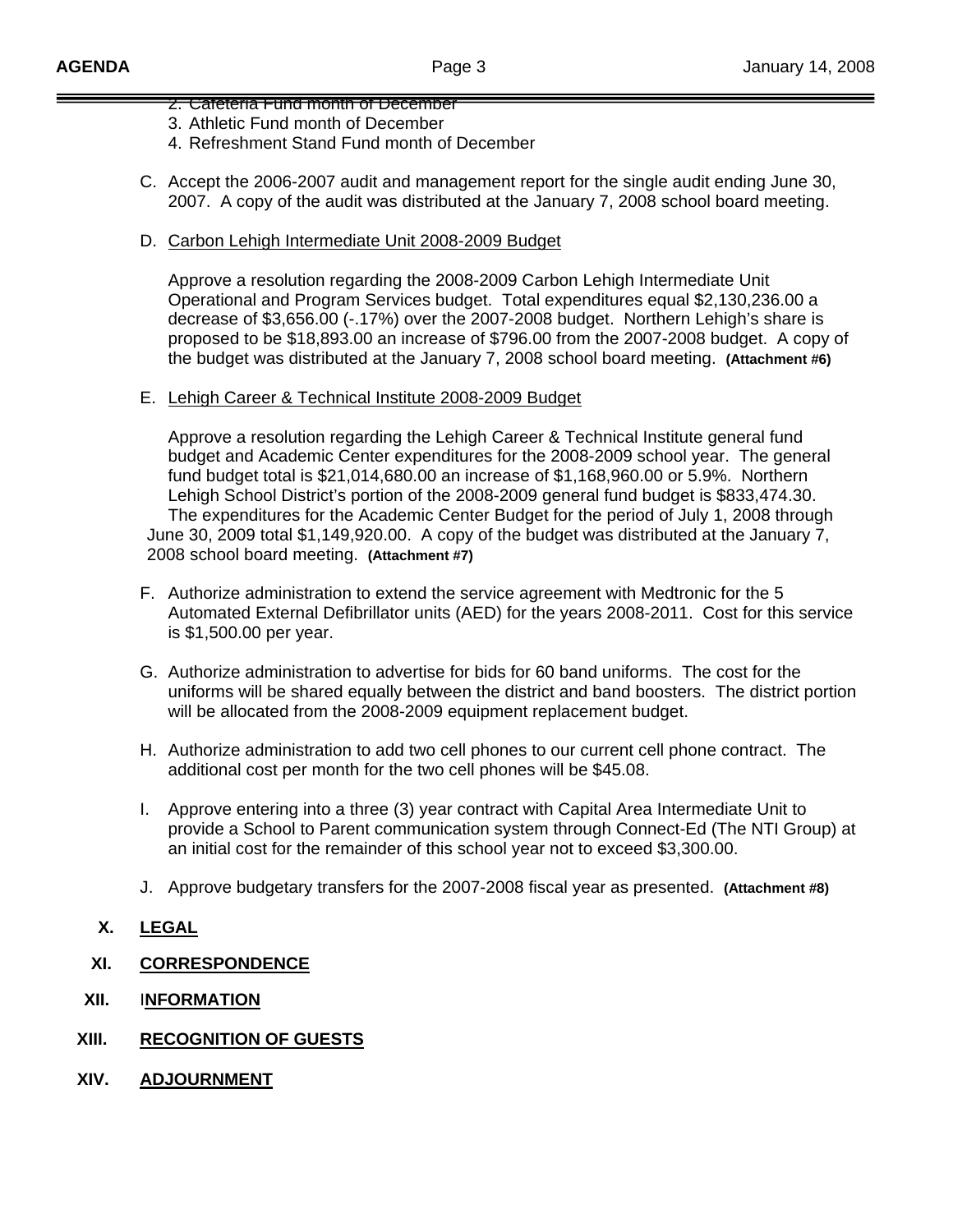2. Cafeteria Fund month of December
3. Athletic Fund month of December
4. Refreshment Stand Fund month of December

C. Accept the 2006-2007 audit and management report for the single audit ending June 30, 2007. A copy of the audit was distributed at the January 7, 2008 school board meeting.

D. Carbon Lehigh Intermediate Unit 2008-2009 Budget

Approve a resolution regarding the 2008-2009 Carbon Lehigh Intermediate Unit Operational and Program Services budget. Total expenditures equal $2,130,236.00 a decrease of $3,656.00 (-.17%) over the 2007-2008 budget. Northern Lehigh's share is proposed to be $18,893.00 an increase of $796.00 from the 2007-2008 budget. A copy of the budget was distributed at the January 7, 2008 school board meeting. **(Attachment #6)**

E. Lehigh Career & Technical Institute 2008-2009 Budget

Approve a resolution regarding the Lehigh Career & Technical Institute general fund budget and Academic Center expenditures for the 2008-2009 school year. The general fund budget total is $21,014,680.00 an increase of $1,168,960.00 or 5.9%. Northern Lehigh School District's portion of the 2008-2009 general fund budget is $833,474.30. The expenditures for the Academic Center Budget for the period of July 1, 2008 through June 30, 2009 total $1,149,920.00. A copy of the budget was distributed at the January 7, 2008 school board meeting. **(Attachment #7)**

F. Authorize administration to extend the service agreement with Medtronic for the 5 Automated External Defibrillator units (AED) for the years 2008-2011. Cost for this service is $1,500.00 per year.

G. Authorize administration to advertise for bids for 60 band uniforms. The cost for the uniforms will be shared equally between the district and band boosters. The district portion will be allocated from the 2008-2009 equipment replacement budget.

H. Authorize administration to add two cell phones to our current cell phone contract. The additional cost per month for the two cell phones will be $45.08.

I. Approve entering into a three (3) year contract with Capital Area Intermediate Unit to provide a School to Parent communication system through Connect-Ed (The NTI Group) at an initial cost for the remainder of this school year not to exceed $3,300.00.

J. Approve budgetary transfers for the 2007-2008 fiscal year as presented. **(Attachment #8)**

## X. LEGAL

## XI. CORRESPONDENCE

## XII. INFORMATION

## XIII. RECOGNITION OF GUESTS

## XIV. ADJOURNMENT